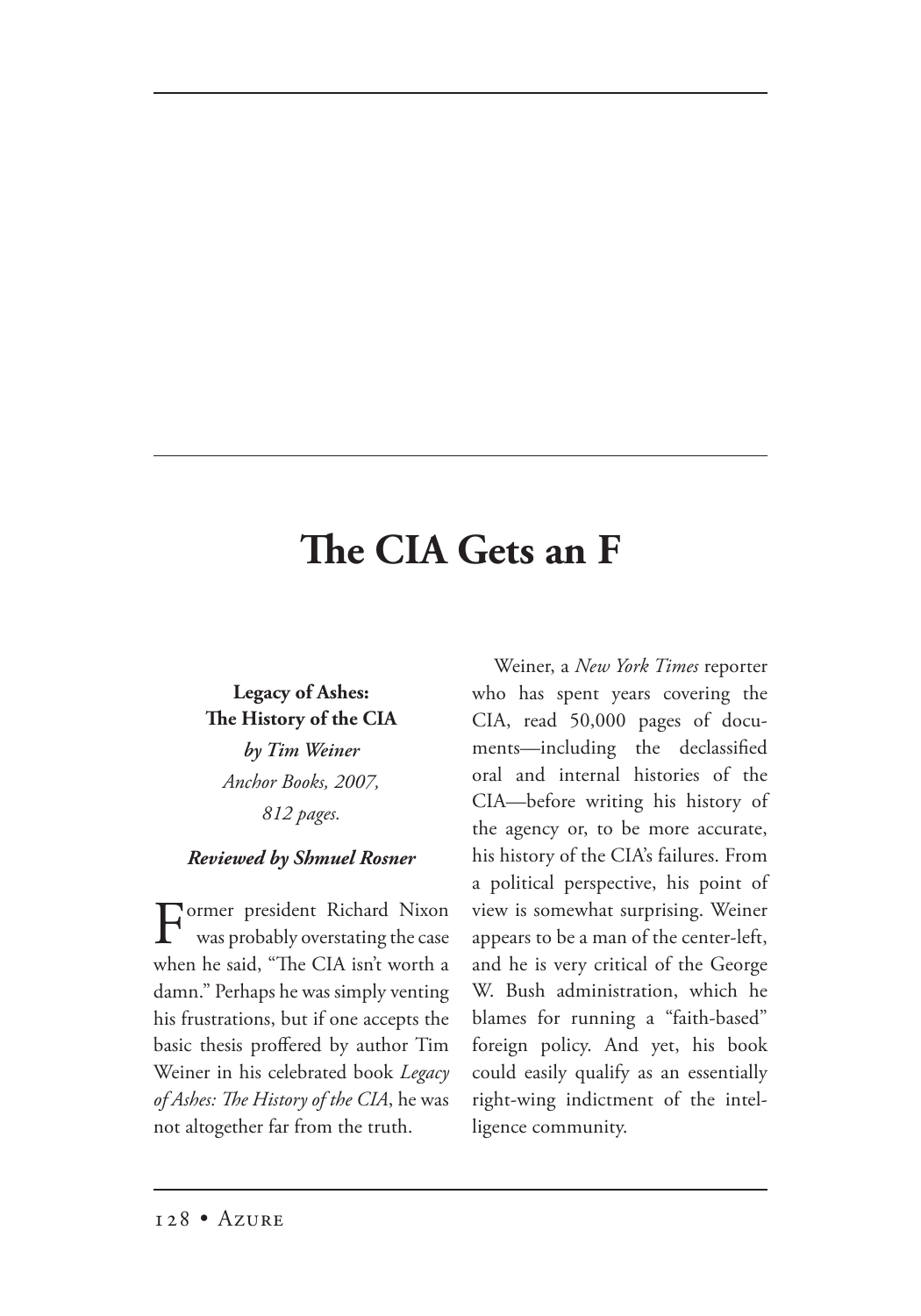# The CIA Gets an F

**Legacy of Ashes: The History of the CIA**
***by Tim Weiner***
*Anchor Books, 2007,*
*812 pages.*

***Reviewed by Shmuel Rosner***

Former president Richard Nixon was probably overstating the case when he said, "The CIA isn't worth a damn." Perhaps he was simply venting his frustrations, but if one accepts the basic thesis proffered by author Tim Weiner in his celebrated book *Legacy of Ashes: The History of the CIA*, he was not altogether far from the truth.

Weiner, a *New York Times* reporter who has spent years covering the CIA, read 50,000 pages of documents—including the declassified oral and internal histories of the CIA—before writing his history of the agency or, to be more accurate, his history of the CIA's failures. From a political perspective, his point of view is somewhat surprising. Weiner appears to be a man of the center-left, and he is very critical of the George W. Bush administration, which he blames for running a "faith-based" foreign policy. And yet, his book could easily qualify as an essentially right-wing indictment of the intelligence community.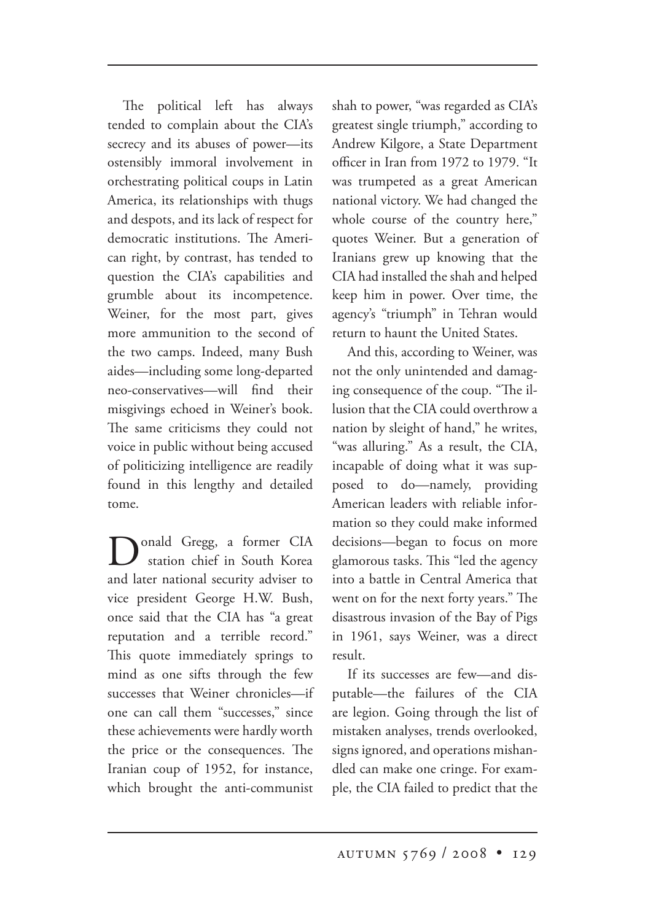The political left has always tended to complain about the CIA's secrecy and its abuses of power—its ostensibly immoral involvement in orchestrating political coups in Latin America, its relationships with thugs and despots, and its lack of respect for democratic institutions. The American right, by contrast, has tended to question the CIA's capabilities and grumble about its incompetence. Weiner, for the most part, gives more ammunition to the second of the two camps. Indeed, many Bush aides—including some long-departed neo-conservatives—will find their misgivings echoed in Weiner's book. The same criticisms they could not voice in public without being accused of politicizing intelligence are readily found in this lengthy and detailed tome.

Donald Gregg, a former CIA station chief in South Korea and later national security adviser to vice president George H.W. Bush, once said that the CIA has "a great reputation and a terrible record." This quote immediately springs to mind as one sifts through the few successes that Weiner chronicles—if one can call them "successes," since these achievements were hardly worth the price or the consequences. The Iranian coup of 1952, for instance, which brought the anti-communist shah to power, "was regarded as CIA's greatest single triumph," according to Andrew Kilgore, a State Department officer in Iran from 1972 to 1979. "It was trumpeted as a great American national victory. We had changed the whole course of the country here," quotes Weiner. But a generation of Iranians grew up knowing that the CIA had installed the shah and helped keep him in power. Over time, the agency's "triumph" in Tehran would return to haunt the United States.

And this, according to Weiner, was not the only unintended and damaging consequence of the coup. "The illusion that the CIA could overthrow a nation by sleight of hand," he writes, "was alluring." As a result, the CIA, incapable of doing what it was supposed to do—namely, providing American leaders with reliable information so they could make informed decisions—began to focus on more glamorous tasks. This "led the agency into a battle in Central America that went on for the next forty years." The disastrous invasion of the Bay of Pigs in 1961, says Weiner, was a direct result.

If its successes are few—and disputable—the failures of the CIA are legion. Going through the list of mistaken analyses, trends overlooked, signs ignored, and operations mishandled can make one cringe. For example, the CIA failed to predict that the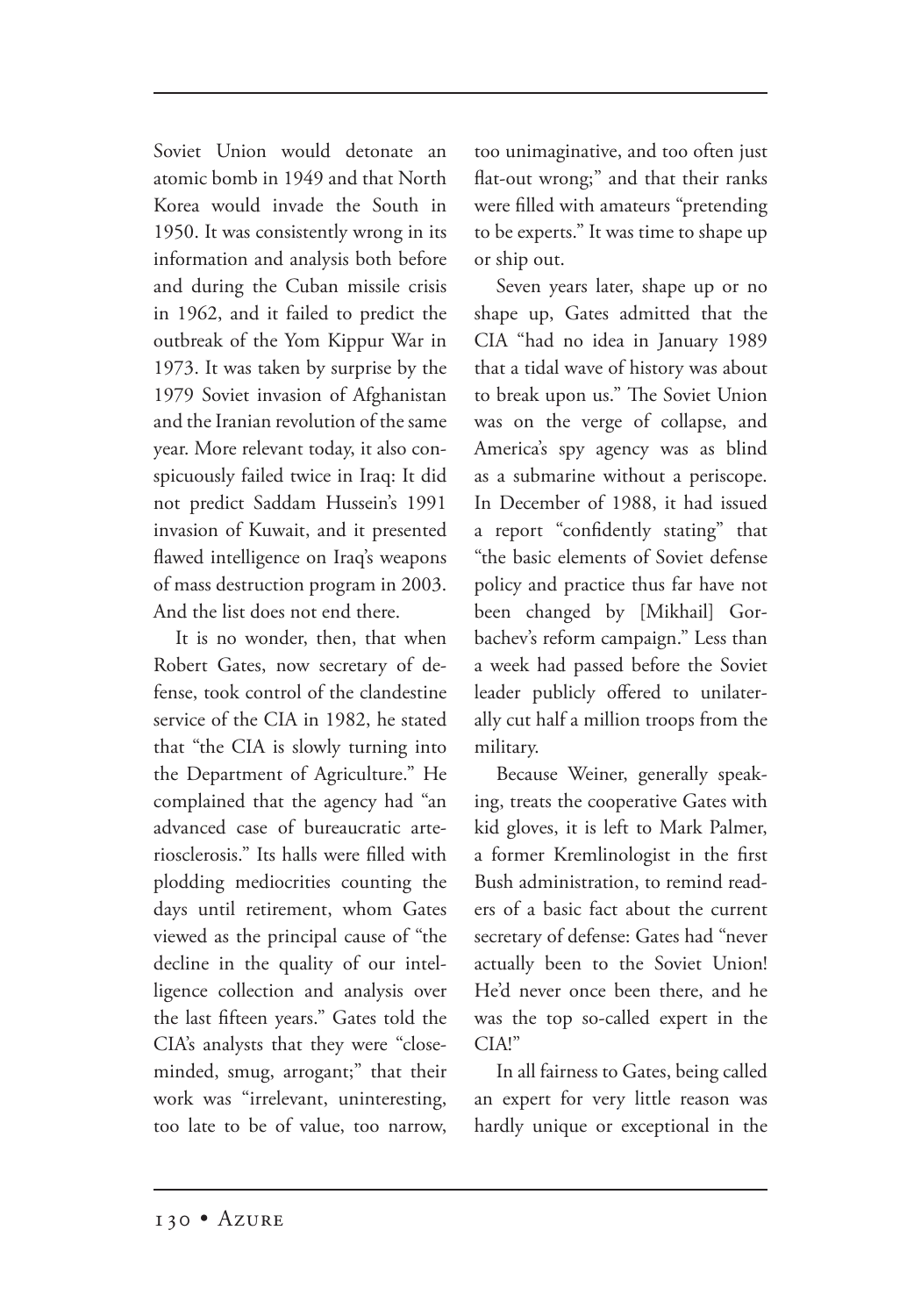Soviet Union would detonate an atomic bomb in 1949 and that North Korea would invade the South in 1950. It was consistently wrong in its information and analysis both before and during the Cuban missile crisis in 1962, and it failed to predict the outbreak of the Yom Kippur War in 1973. It was taken by surprise by the 1979 Soviet invasion of Afghanistan and the Iranian revolution of the same year. More relevant today, it also conspicuously failed twice in Iraq: It did not predict Saddam Hussein's 1991 invasion of Kuwait, and it presented flawed intelligence on Iraq's weapons of mass destruction program in 2003. And the list does not end there.

It is no wonder, then, that when Robert Gates, now secretary of defense, took control of the clandestine service of the CIA in 1982, he stated that "the CIA is slowly turning into the Department of Agriculture." He complained that the agency had "an advanced case of bureaucratic arteriosclerosis." Its halls were filled with plodding mediocrities counting the days until retirement, whom Gates viewed as the principal cause of "the decline in the quality of our intelligence collection and analysis over the last fifteen years." Gates told the CIA's analysts that they were "close-minded, smug, arrogant;" that their work was "irrelevant, uninteresting, too late to be of value, too narrow, too unimaginative, and too often just flat-out wrong;" and that their ranks were filled with amateurs "pretending to be experts." It was time to shape up or ship out.

Seven years later, shape up or no shape up, Gates admitted that the CIA "had no idea in January 1989 that a tidal wave of history was about to break upon us." The Soviet Union was on the verge of collapse, and America's spy agency was as blind as a submarine without a periscope. In December of 1988, it had issued a report "confidently stating" that "the basic elements of Soviet defense policy and practice thus far have not been changed by [Mikhail] Gorbachev's reform campaign." Less than a week had passed before the Soviet leader publicly offered to unilaterally cut half a million troops from the military.

Because Weiner, generally speaking, treats the cooperative Gates with kid gloves, it is left to Mark Palmer, a former Kremlinologist in the first Bush administration, to remind readers of a basic fact about the current secretary of defense: Gates had "never actually been to the Soviet Union! He'd never once been there, and he was the top so-called expert in the CIA!"

In all fairness to Gates, being called an expert for very little reason was hardly unique or exceptional in the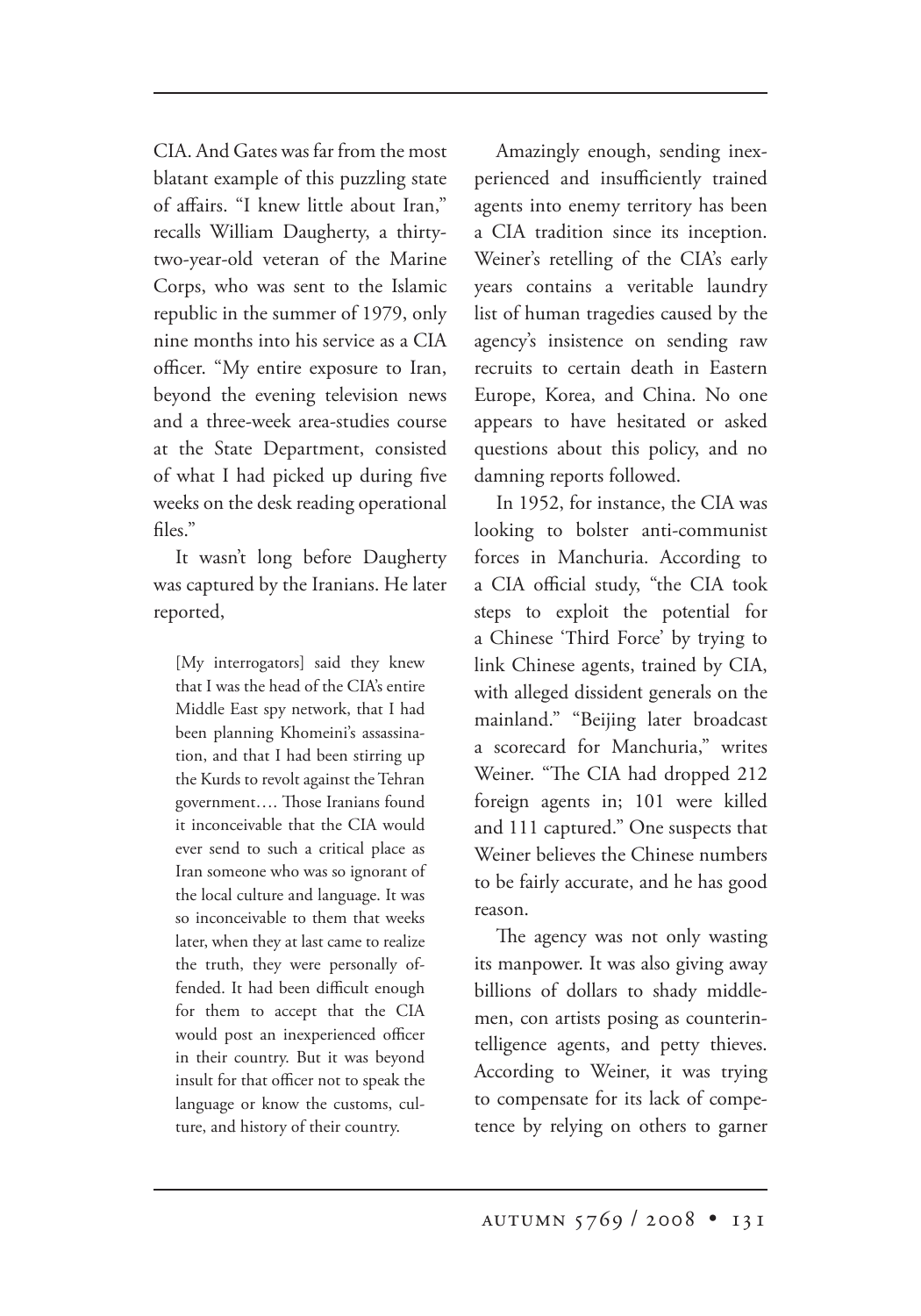CIA. And Gates was far from the most blatant example of this puzzling state of affairs. "I knew little about Iran," recalls William Daugherty, a thirty-two-year-old veteran of the Marine Corps, who was sent to the Islamic republic in the summer of 1979, only nine months into his service as a CIA officer. "My entire exposure to Iran, beyond the evening television news and a three-week area-studies course at the State Department, consisted of what I had picked up during five weeks on the desk reading operational files."

It wasn't long before Daugherty was captured by the Iranians. He later reported,

> [My interrogators] said they knew that I was the head of the CIA's entire Middle East spy network, that I had been planning Khomeini's assassination, and that I had been stirring up the Kurds to revolt against the Tehran government…. Those Iranians found it inconceivable that the CIA would ever send to such a critical place as Iran someone who was so ignorant of the local culture and language. It was so inconceivable to them that weeks later, when they at last came to realize the truth, they were personally offended. It had been difficult enough for them to accept that the CIA would post an inexperienced officer in their country. But it was beyond insult for that officer not to speak the language or know the customs, culture, and history of their country.

Amazingly enough, sending inexperienced and insufficiently trained agents into enemy territory has been a CIA tradition since its inception. Weiner's retelling of the CIA's early years contains a veritable laundry list of human tragedies caused by the agency's insistence on sending raw recruits to certain death in Eastern Europe, Korea, and China. No one appears to have hesitated or asked questions about this policy, and no damning reports followed.

In 1952, for instance, the CIA was looking to bolster anti-communist forces in Manchuria. According to a CIA official study, "the CIA took steps to exploit the potential for a Chinese 'Third Force' by trying to link Chinese agents, trained by CIA, with alleged dissident generals on the mainland." "Beijing later broadcast a scorecard for Manchuria," writes Weiner. "The CIA had dropped 212 foreign agents in; 101 were killed and 111 captured." One suspects that Weiner believes the Chinese numbers to be fairly accurate, and he has good reason.

The agency was not only wasting its manpower. It was also giving away billions of dollars to shady middlemen, con artists posing as counterintelligence agents, and petty thieves. According to Weiner, it was trying to compensate for its lack of competence by relying on others to garner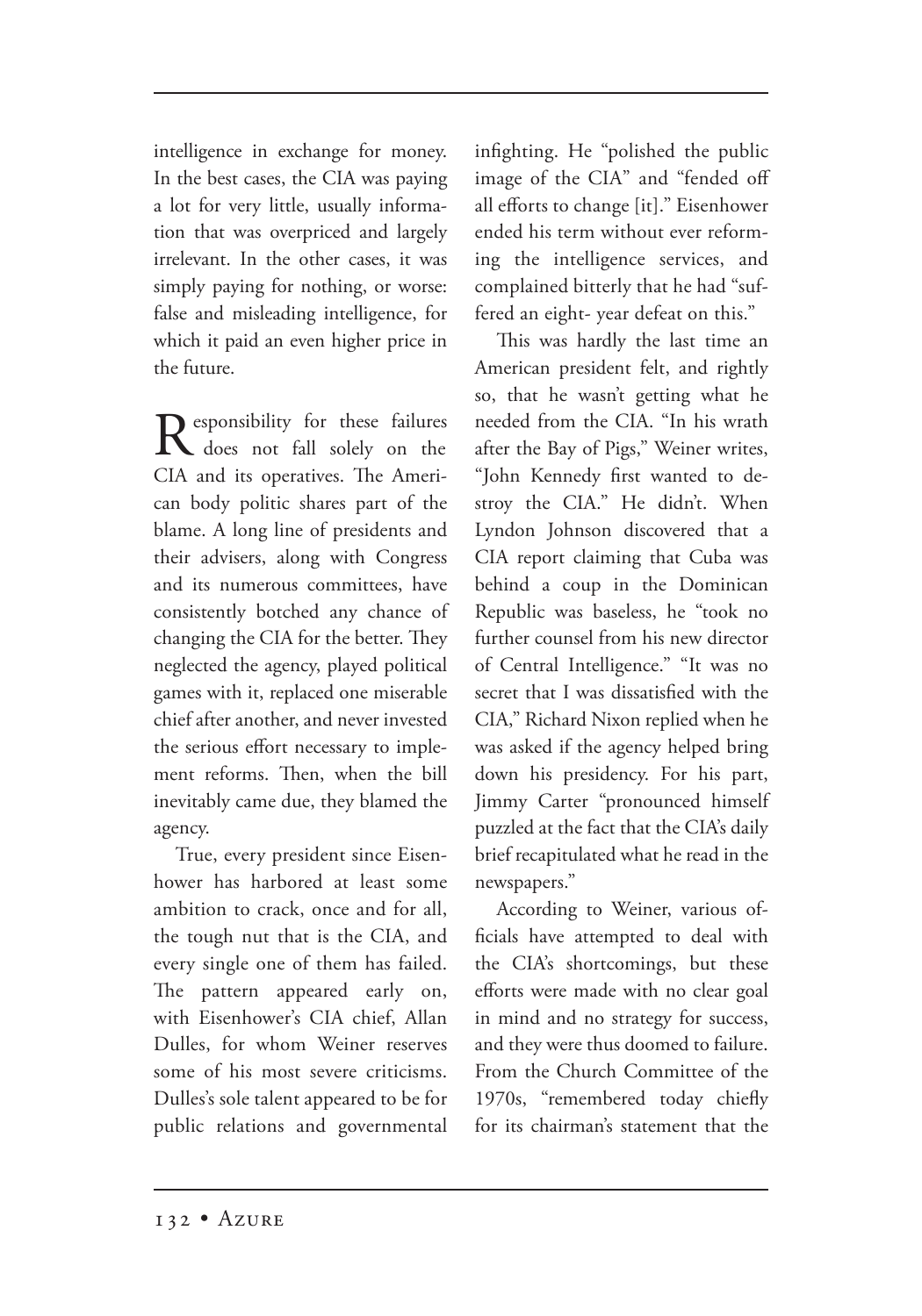intelligence in exchange for money. In the best cases, the CIA was paying a lot for very little, usually information that was overpriced and largely irrelevant. In the other cases, it was simply paying for nothing, or worse: false and misleading intelligence, for which it paid an even higher price in the future.

Responsibility for these failures does not fall solely on the CIA and its operatives. The American body politic shares part of the blame. A long line of presidents and their advisers, along with Congress and its numerous committees, have consistently botched any chance of changing the CIA for the better. They neglected the agency, played political games with it, replaced one miserable chief after another, and never invested the serious effort necessary to implement reforms. Then, when the bill inevitably came due, they blamed the agency.

True, every president since Eisenhower has harbored at least some ambition to crack, once and for all, the tough nut that is the CIA, and every single one of them has failed. The pattern appeared early on, with Eisenhower's CIA chief, Allan Dulles, for whom Weiner reserves some of his most severe criticisms. Dulles's sole talent appeared to be for public relations and governmental infighting. He "polished the public image of the CIA" and "fended off all efforts to change [it]." Eisenhower ended his term without ever reforming the intelligence services, and complained bitterly that he had "suffered an eight- year defeat on this."

This was hardly the last time an American president felt, and rightly so, that he wasn't getting what he needed from the CIA. "In his wrath after the Bay of Pigs," Weiner writes, "John Kennedy first wanted to destroy the CIA." He didn't. When Lyndon Johnson discovered that a CIA report claiming that Cuba was behind a coup in the Dominican Republic was baseless, he "took no further counsel from his new director of Central Intelligence." "It was no secret that I was dissatisfied with the CIA," Richard Nixon replied when he was asked if the agency helped bring down his presidency. For his part, Jimmy Carter "pronounced himself puzzled at the fact that the CIA's daily brief recapitulated what he read in the newspapers."

According to Weiner, various officials have attempted to deal with the CIA's shortcomings, but these efforts were made with no clear goal in mind and no strategy for success, and they were thus doomed to failure. From the Church Committee of the 1970s, "remembered today chiefly for its chairman's statement that the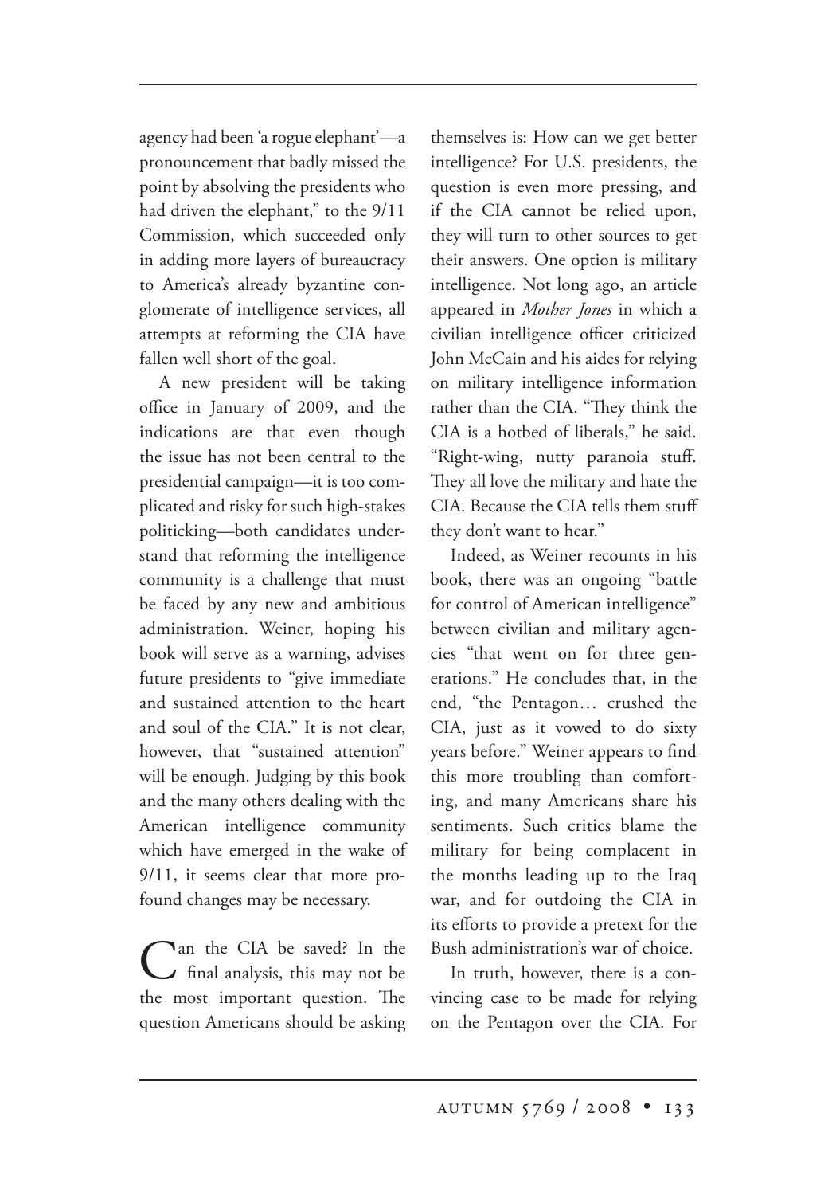agency had been 'a rogue elephant'—a pronouncement that badly missed the point by absolving the presidents who had driven the elephant," to the 9/11 Commission, which succeeded only in adding more layers of bureaucracy to America's already byzantine conglomerate of intelligence services, all attempts at reforming the CIA have fallen well short of the goal.

A new president will be taking office in January of 2009, and the indications are that even though the issue has not been central to the presidential campaign—it is too complicated and risky for such high-stakes politicking—both candidates understand that reforming the intelligence community is a challenge that must be faced by any new and ambitious administration. Weiner, hoping his book will serve as a warning, advises future presidents to "give immediate and sustained attention to the heart and soul of the CIA." It is not clear, however, that "sustained attention" will be enough. Judging by this book and the many others dealing with the American intelligence community which have emerged in the wake of 9/11, it seems clear that more profound changes may be necessary.

Can the CIA be saved? In the final analysis, this may not be the most important question. The question Americans should be asking themselves is: How can we get better intelligence? For U.S. presidents, the question is even more pressing, and if the CIA cannot be relied upon, they will turn to other sources to get their answers. One option is military intelligence. Not long ago, an article appeared in *Mother Jones* in which a civilian intelligence officer criticized John McCain and his aides for relying on military intelligence information rather than the CIA. "They think the CIA is a hotbed of liberals," he said. "Right-wing, nutty paranoia stuff. They all love the military and hate the CIA. Because the CIA tells them stuff they don't want to hear."

Indeed, as Weiner recounts in his book, there was an ongoing "battle for control of American intelligence" between civilian and military agencies "that went on for three generations." He concludes that, in the end, "the Pentagon… crushed the CIA, just as it vowed to do sixty years before." Weiner appears to find this more troubling than comforting, and many Americans share his sentiments. Such critics blame the military for being complacent in the months leading up to the Iraq war, and for outdoing the CIA in its efforts to provide a pretext for the Bush administration's war of choice.

In truth, however, there is a convincing case to be made for relying on the Pentagon over the CIA. For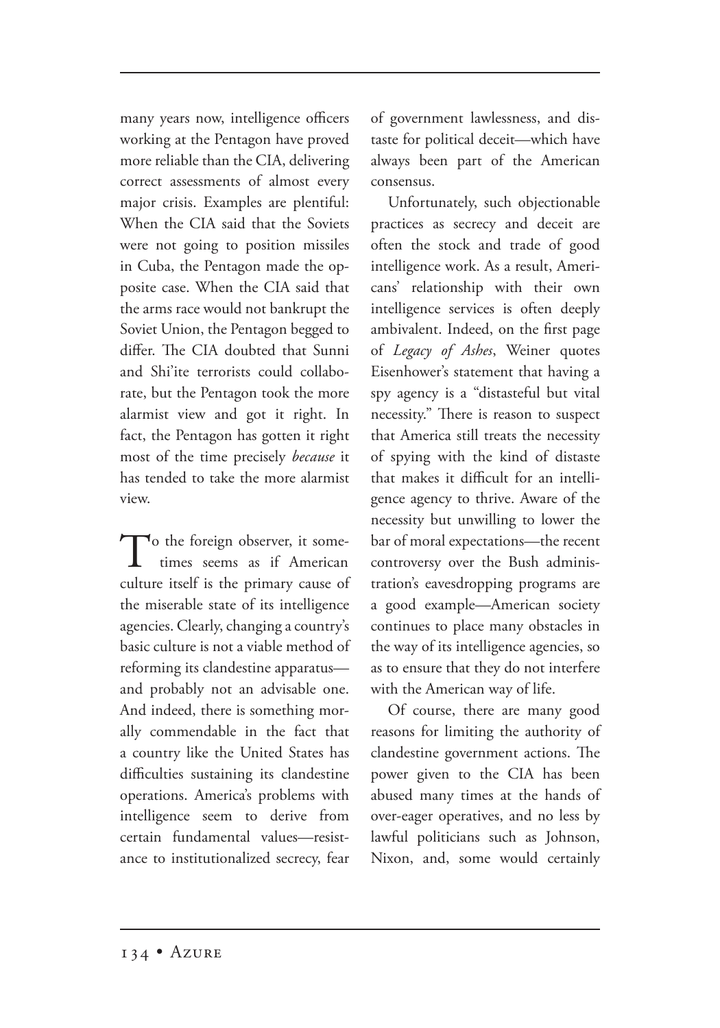many years now, intelligence officers working at the Pentagon have proved more reliable than the CIA, delivering correct assessments of almost every major crisis. Examples are plentiful: When the CIA said that the Soviets were not going to position missiles in Cuba, the Pentagon made the opposite case. When the CIA said that the arms race would not bankrupt the Soviet Union, the Pentagon begged to differ. The CIA doubted that Sunni and Shi'ite terrorists could collaborate, but the Pentagon took the more alarmist view and got it right. In fact, the Pentagon has gotten it right most of the time precisely *because* it has tended to take the more alarmist view.

To the foreign observer, it sometimes seems as if American culture itself is the primary cause of the miserable state of its intelligence agencies. Clearly, changing a country's basic culture is not a viable method of reforming its clandestine apparatus—and probably not an advisable one. And indeed, there is something morally commendable in the fact that a country like the United States has difficulties sustaining its clandestine operations. America's problems with intelligence seem to derive from certain fundamental values—resistance to institutionalized secrecy, fear of government lawlessness, and distaste for political deceit—which have always been part of the American consensus.

Unfortunately, such objectionable practices as secrecy and deceit are often the stock and trade of good intelligence work. As a result, Americans' relationship with their own intelligence services is often deeply ambivalent. Indeed, on the first page of *Legacy of Ashes*, Weiner quotes Eisenhower's statement that having a spy agency is a "distasteful but vital necessity." There is reason to suspect that America still treats the necessity of spying with the kind of distaste that makes it difficult for an intelligence agency to thrive. Aware of the necessity but unwilling to lower the bar of moral expectations—the recent controversy over the Bush administration's eavesdropping programs are a good example—American society continues to place many obstacles in the way of its intelligence agencies, so as to ensure that they do not interfere with the American way of life.

Of course, there are many good reasons for limiting the authority of clandestine government actions. The power given to the CIA has been abused many times at the hands of over-eager operatives, and no less by lawful politicians such as Johnson, Nixon, and, some would certainly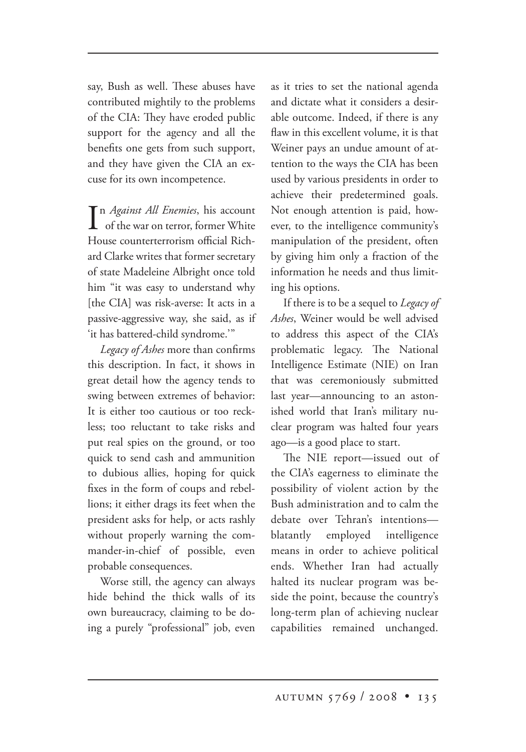say, Bush as well. These abuses have contributed mightily to the problems of the CIA: They have eroded public support for the agency and all the benefits one gets from such support, and they have given the CIA an excuse for its own incompetence.

In *Against All Enemies*, his account of the war on terror, former White House counterterrorism official Richard Clarke writes that former secretary of state Madeleine Albright once told him "it was easy to understand why [the CIA] was risk-averse: It acts in a passive-aggressive way, she said, as if 'it has battered-child syndrome.'"

*Legacy of Ashes* more than confirms this description. In fact, it shows in great detail how the agency tends to swing between extremes of behavior: It is either too cautious or too reckless; too reluctant to take risks and put real spies on the ground, or too quick to send cash and ammunition to dubious allies, hoping for quick fixes in the form of coups and rebellions; it either drags its feet when the president asks for help, or acts rashly without properly warning the commander-in-chief of possible, even probable consequences.

Worse still, the agency can always hide behind the thick walls of its own bureaucracy, claiming to be doing a purely "professional" job, even as it tries to set the national agenda and dictate what it considers a desirable outcome. Indeed, if there is any flaw in this excellent volume, it is that Weiner pays an undue amount of attention to the ways the CIA has been used by various presidents in order to achieve their predetermined goals. Not enough attention is paid, however, to the intelligence community's manipulation of the president, often by giving him only a fraction of the information he needs and thus limiting his options.

If there is to be a sequel to *Legacy of Ashes*, Weiner would be well advised to address this aspect of the CIA's problematic legacy. The National Intelligence Estimate (NIE) on Iran that was ceremoniously submitted last year—announcing to an astonished world that Iran's military nuclear program was halted four years ago—is a good place to start.

The NIE report—issued out of the CIA's eagerness to eliminate the possibility of violent action by the Bush administration and to calm the debate over Tehran's intentions—blatantly employed intelligence means in order to achieve political ends. Whether Iran had actually halted its nuclear program was beside the point, because the country's long-term plan of achieving nuclear capabilities remained unchanged.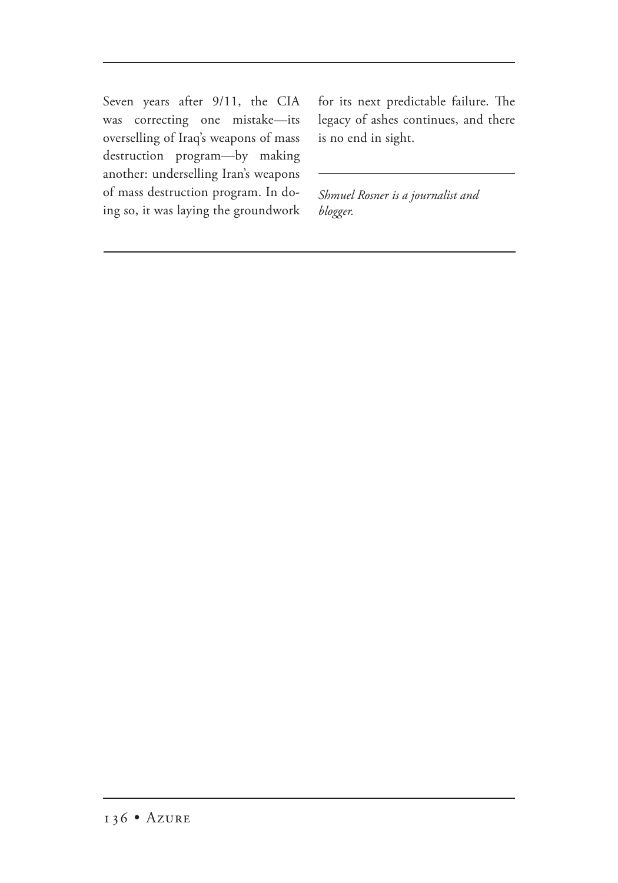Seven years after 9/11, the CIA was correcting one mistake—its overselling of Iraq's weapons of mass destruction program—by making another: underselling Iran's weapons of mass destruction program. In doing so, it was laying the groundwork for its next predictable failure. The legacy of ashes continues, and there is no end in sight.

---

*Shmuel Rosner is a journalist and blogger.*